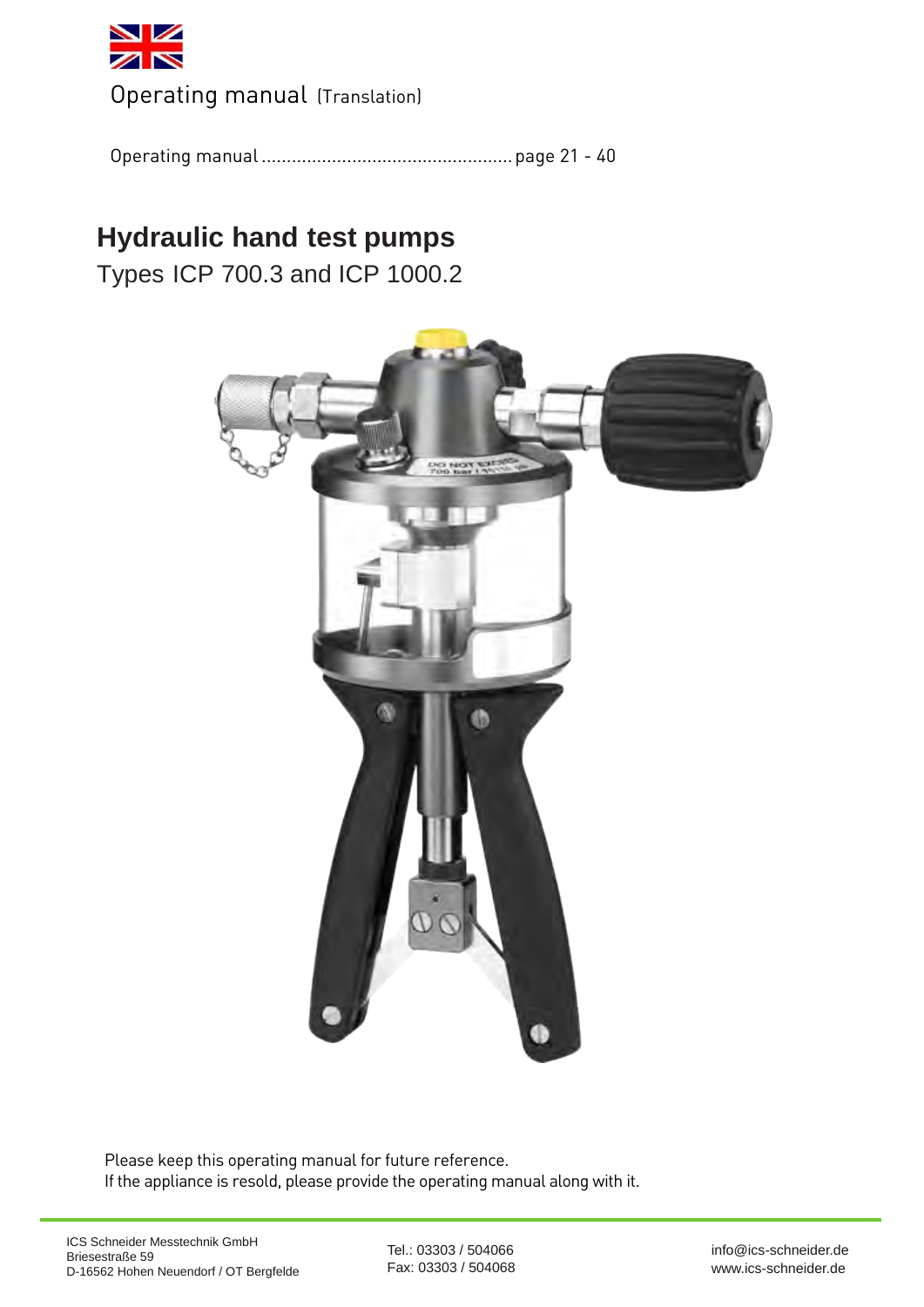Operating manual (Translation)

Operating manual ................................................ page 21 - 40

# Hydraulic hand test pumps

Types ICP 700.3 and ICP 1000.2

Please keep this operating manual for future reference.
If the appliance is resold, please provide the operating manual along with it.

ICS Schneider Messtechnik GmbH
Briesestraße 59
D-16562 Hohen Neuendorf / OT Bergfelde

Tel.: 03303 / 504066
Fax: 03303 / 504068

info@ics-schneider.de
www.ics-schneider.de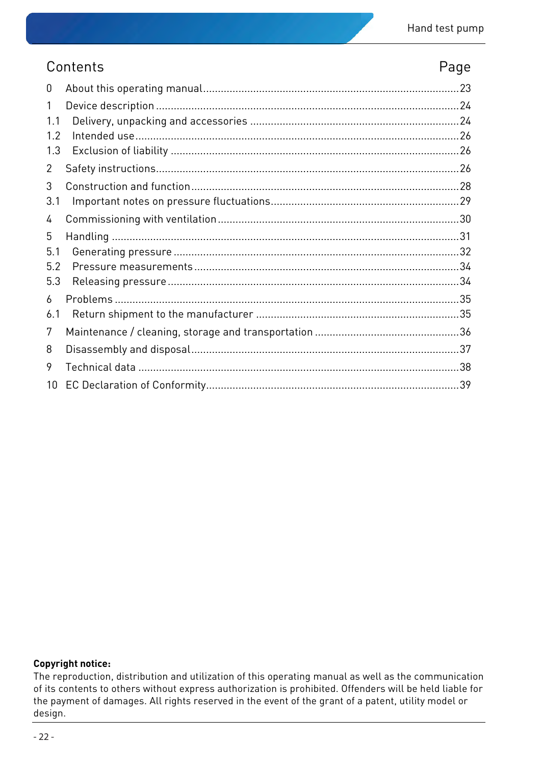## Contents

| | | Page |
|---|---|---|
| 0 | About this operating manual | 23 |
| 1 | Device description | 24 |
| 1.1 | Delivery, unpacking and accessories | 24 |
| 1.2 | Intended use | 26 |
| 1.3 | Exclusion of liability | 26 |
| 2 | Safety instructions | 26 |
| 3 | Construction and function | 28 |
| 3.1 | Important notes on pressure fluctuations | 29 |
| 4 | Commissioning with ventilation | 30 |
| 5 | Handling | 31 |
| 5.1 | Generating pressure | 32 |
| 5.2 | Pressure measurements | 34 |
| 5.3 | Releasing pressure | 34 |
| 6 | Problems | 35 |
| 6.1 | Return shipment to the manufacturer | 35 |
| 7 | Maintenance / cleaning, storage and transportation | 36 |
| 8 | Disassembly and disposal | 37 |
| 9 | Technical data | 38 |
| 10 | EC Declaration of Conformity | 39 |

**Copyright notice:**
The reproduction, distribution and utilization of this operating manual as well as the communication of its contents to others without express authorization is prohibited. Offenders will be held liable for the payment of damages. All rights reserved in the event of the grant of a patent, utility model or design.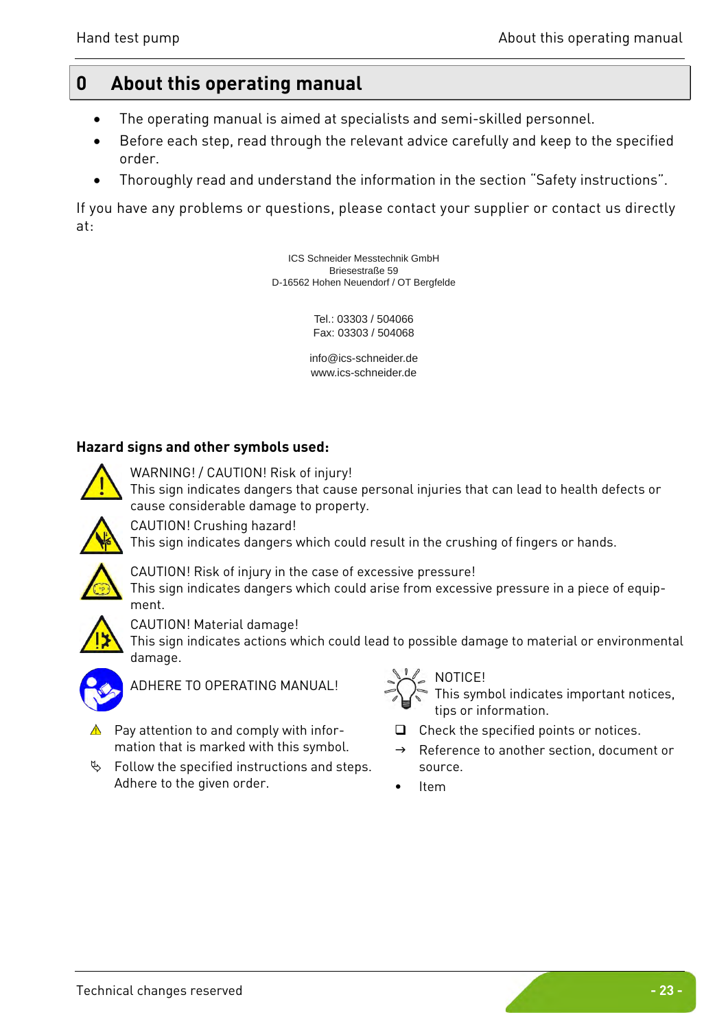# 0 About this operating manual

- The operating manual is aimed at specialists and semi-skilled personnel.
- Before each step, read through the relevant advice carefully and keep to the specified order.
- Thoroughly read and understand the information in the section "Safety instructions".

If you have any problems or questions, please contact your supplier or contact us directly at:

ICS Schneider Messtechnik GmbH
Briesestraße 59
D-16562 Hohen Neuendorf / OT Bergfelde

Tel.: 03303 / 504066
Fax: 03303 / 504068

info@ics-schneider.de
www.ics-schneider.de

**Hazard signs and other symbols used:**

WARNING! / CAUTION! Risk of injury!
This sign indicates dangers that cause personal injuries that can lead to health defects or cause considerable damage to property.

CAUTION! Crushing hazard!
This sign indicates dangers which could result in the crushing of fingers or hands.

CAUTION! Risk of injury in the case of excessive pressure!
This sign indicates dangers which could arise from excessive pressure in a piece of equipment.

CAUTION! Material damage!
This sign indicates actions which could lead to possible damage to material or environmental damage.

ADHERE TO OPERATING MANUAL!

NOTICE!
This symbol indicates important notices, tips or information.

⚠ Pay attention to and comply with information that is marked with this symbol.

✎ Follow the specified instructions and steps. Adhere to the given order.

❑ Check the specified points or notices.

→ Reference to another section, document or source.

- Item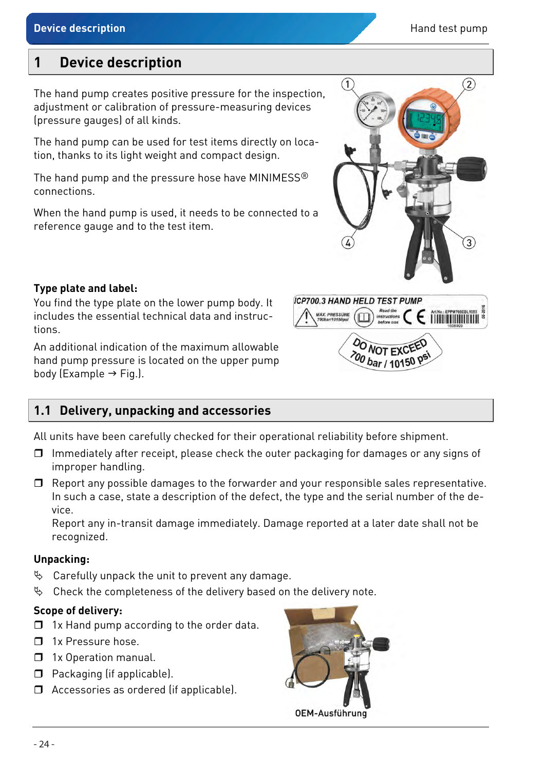# 1 Device description

The hand pump creates positive pressure for the inspection, adjustment or calibration of pressure-measuring devices (pressure gauges) of all kinds.

The hand pump can be used for test items directly on location, thanks to its light weight and compact design.

The hand pump and the pressure hose have MINIMESS® connections.

When the hand pump is used, it needs to be connected to a reference gauge and to the test item.

**Type plate and label:**
You find the type plate on the lower pump body. It includes the essential technical data and instructions.

An additional indication of the maximum allowable hand pump pressure is located on the upper pump body (Example → Fig.).

## 1.1 Delivery, unpacking and accessories

All units have been carefully checked for their operational reliability before shipment.

- Immediately after receipt, please check the outer packaging for damages or any signs of improper handling.
- Report any possible damages to the forwarder and your responsible sales representative. In such a case, state a description of the defect, the type and the serial number of the device.
  Report any in-transit damage immediately. Damage reported at a later date shall not be recognized.

**Unpacking:**

- Carefully unpack the unit to prevent any damage.
- Check the completeness of the delivery based on the delivery note.

**Scope of delivery:**

- 1x Hand pump according to the order data.
- 1x Pressure hose.
- 1x Operation manual.
- Packaging (if applicable).
- Accessories as ordered (if applicable).

OEM-Ausführung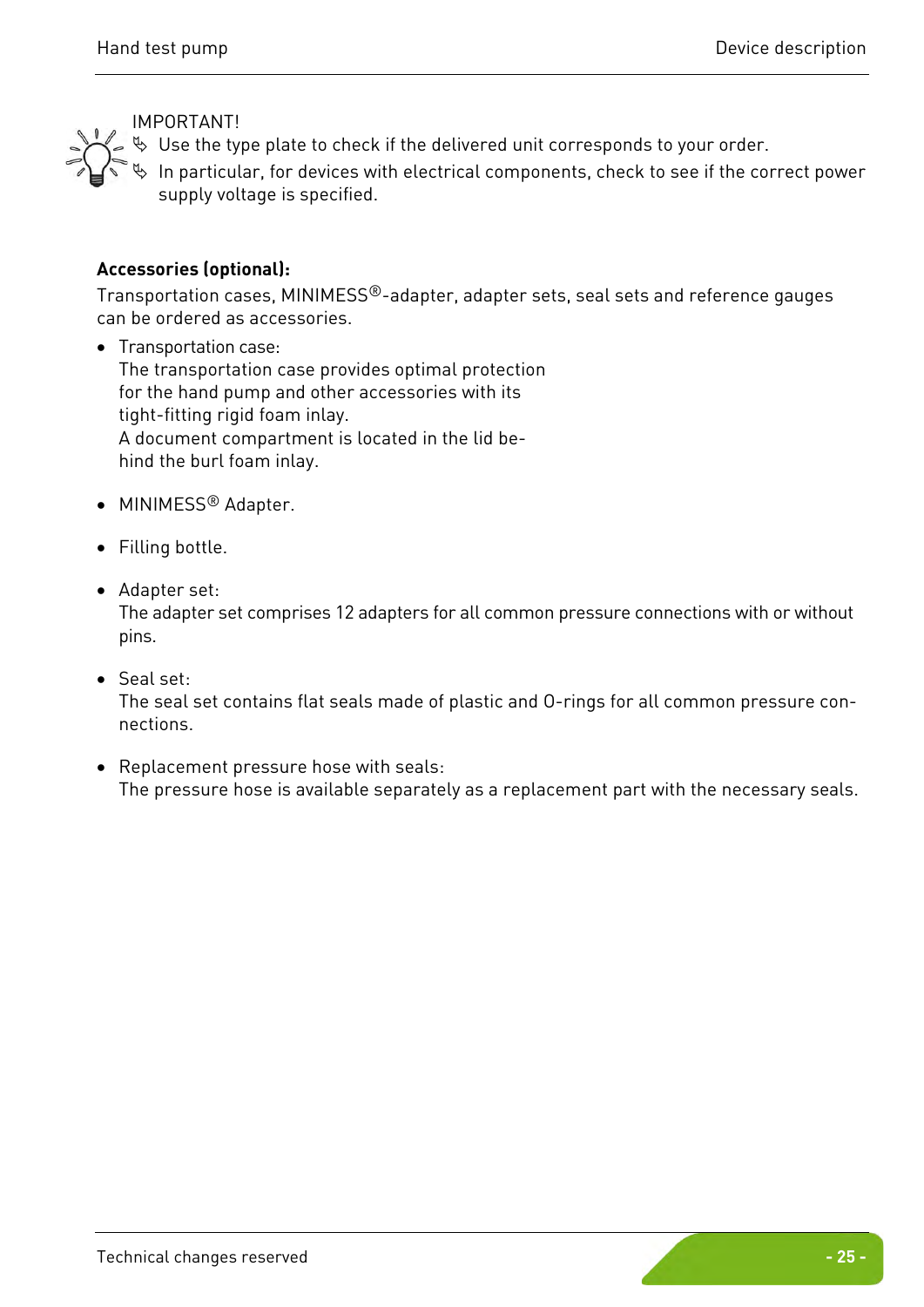IMPORTANT!

- Use the type plate to check if the delivered unit corresponds to your order.
- In particular, for devices with electrical components, check to see if the correct power supply voltage is specified.

**Accessories (optional):**

Transportation cases, MINIMESS®-adapter, adapter sets, seal sets and reference gauges can be ordered as accessories.

- Transportation case:
  The transportation case provides optimal protection for the hand pump and other accessories with its tight-fitting rigid foam inlay.
  A document compartment is located in the lid behind the burl foam inlay.

- MINIMESS® Adapter.

- Filling bottle.

- Adapter set:
  The adapter set comprises 12 adapters for all common pressure connections with or without pins.

- Seal set:
  The seal set contains flat seals made of plastic and O-rings for all common pressure connections.

- Replacement pressure hose with seals:
  The pressure hose is available separately as a replacement part with the necessary seals.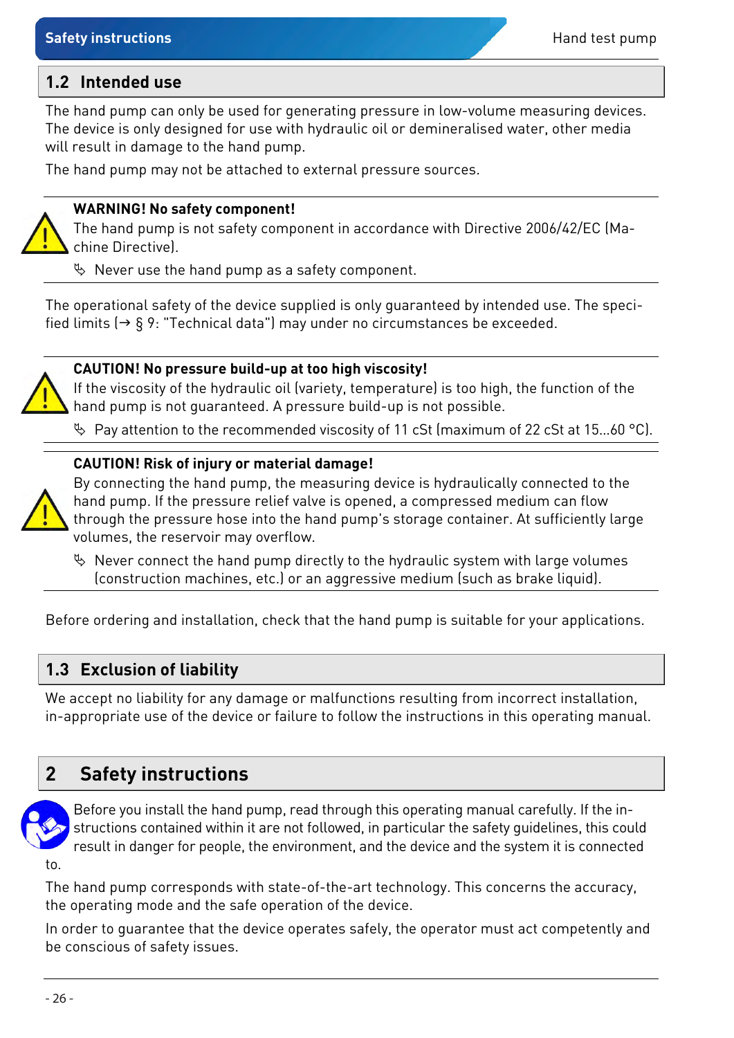## 1.2 Intended use

The hand pump can only be used for generating pressure in low-volume measuring devices. The device is only designed for use with hydraulic oil or demineralised water, other media will result in damage to the hand pump.

The hand pump may not be attached to external pressure sources.

**WARNING! No safety component!**
The hand pump is not safety component in accordance with Directive 2006/42/EC (Machine Directive).

- ✎ Never use the hand pump as a safety component.

The operational safety of the device supplied is only guaranteed by intended use. The specified limits (→ § 9: "Technical data") may under no circumstances be exceeded.

**CAUTION! No pressure build-up at too high viscosity!**
If the viscosity of the hydraulic oil (variety, temperature) is too high, the function of the hand pump is not guaranteed. A pressure build-up is not possible.

- ✎ Pay attention to the recommended viscosity of 11 cSt (maximum of 22 cSt at 15...60 °C).

**CAUTION! Risk of injury or material damage!**
By connecting the hand pump, the measuring device is hydraulically connected to the hand pump. If the pressure relief valve is opened, a compressed medium can flow through the pressure hose into the hand pump's storage container. At sufficiently large volumes, the reservoir may overflow.

- ✎ Never connect the hand pump directly to the hydraulic system with large volumes (construction machines, etc.) or an aggressive medium (such as brake liquid).

Before ordering and installation, check that the hand pump is suitable for your applications.

## 1.3 Exclusion of liability

We accept no liability for any damage or malfunctions resulting from incorrect installation, in-appropriate use of the device or failure to follow the instructions in this operating manual.

# 2 Safety instructions

Before you install the hand pump, read through this operating manual carefully. If the instructions contained within it are not followed, in particular the safety guidelines, this could result in danger for people, the environment, and the device and the system it is connected to.

The hand pump corresponds with state-of-the-art technology. This concerns the accuracy, the operating mode and the safe operation of the device.

In order to guarantee that the device operates safely, the operator must act competently and be conscious of safety issues.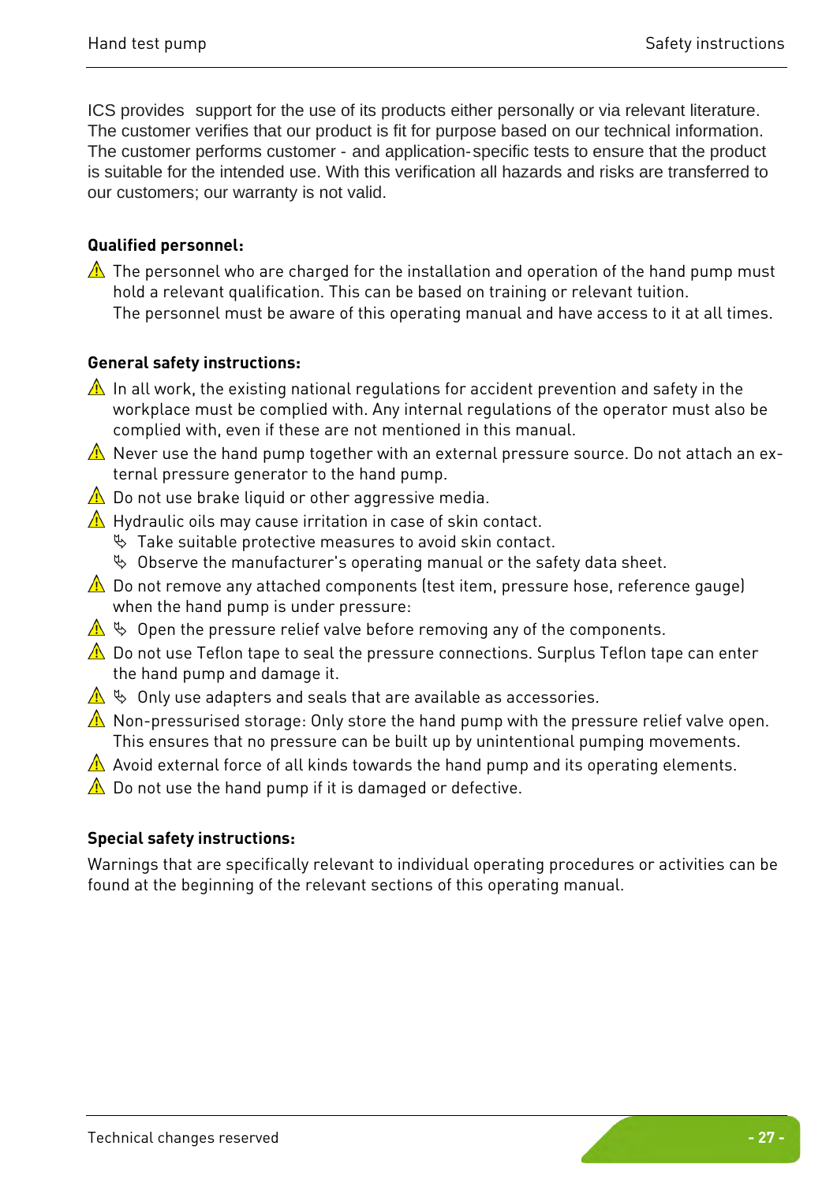ICS provides support for the use of its products either personally or via relevant literature. The customer verifies that our product is fit for purpose based on our technical information. The customer performs customer - and application-specific tests to ensure that the product is suitable for the intended use. With this verification all hazards and risks are transferred to our customers; our warranty is not valid.

**Qualified personnel:**

⚠ The personnel who are charged for the installation and operation of the hand pump must hold a relevant qualification. This can be based on training or relevant tuition. The personnel must be aware of this operating manual and have access to it at all times.

**General safety instructions:**

⚠ In all work, the existing national regulations for accident prevention and safety in the workplace must be complied with. Any internal regulations of the operator must also be complied with, even if these are not mentioned in this manual.

⚠ Never use the hand pump together with an external pressure source. Do not attach an external pressure generator to the hand pump.

⚠ Do not use brake liquid or other aggressive media.

⚠ Hydraulic oils may cause irritation in case of skin contact.
- ✎ Take suitable protective measures to avoid skin contact.
- ✎ Observe the manufacturer's operating manual or the safety data sheet.

⚠ Do not remove any attached components (test item, pressure hose, reference gauge) when the hand pump is under pressure:

⚠ ✎ Open the pressure relief valve before removing any of the components.

⚠ Do not use Teflon tape to seal the pressure connections. Surplus Teflon tape can enter the hand pump and damage it.

⚠ ✎ Only use adapters and seals that are available as accessories.

⚠ Non-pressurised storage: Only store the hand pump with the pressure relief valve open. This ensures that no pressure can be built up by unintentional pumping movements.

⚠ Avoid external force of all kinds towards the hand pump and its operating elements.

⚠ Do not use the hand pump if it is damaged or defective.

**Special safety instructions:**

Warnings that are specifically relevant to individual operating procedures or activities can be found at the beginning of the relevant sections of this operating manual.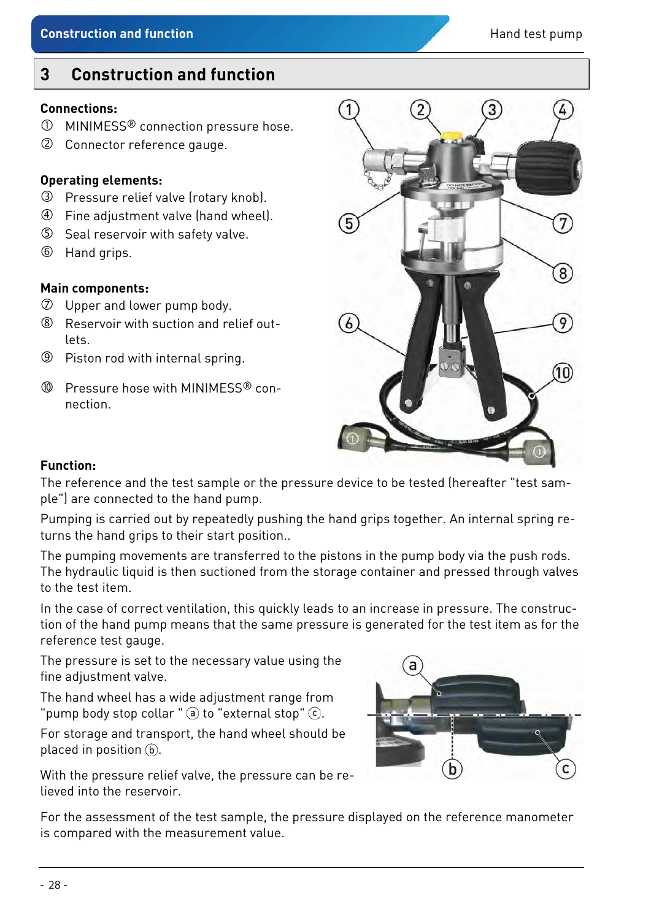# 3 Construction and function

**Connections:**

① MINIMESS® connection pressure hose.
② Connector reference gauge.

**Operating elements:**

③ Pressure relief valve (rotary knob).
④ Fine adjustment valve (hand wheel).
⑤ Seal reservoir with safety valve.
⑥ Hand grips.

**Main components:**

⑦ Upper and lower pump body.
⑧ Reservoir with suction and relief outlets.
⑨ Piston rod with internal spring.
⑩ Pressure hose with MINIMESS® connection.

**Function:**

The reference and the test sample or the pressure device to be tested (hereafter "test sample") are connected to the hand pump.

Pumping is carried out by repeatedly pushing the hand grips together. An internal spring returns the hand grips to their start position..

The pumping movements are transferred to the pistons in the pump body via the push rods. The hydraulic liquid is then suctioned from the storage container and pressed through valves to the test item.

In the case of correct ventilation, this quickly leads to an increase in pressure. The construction of the hand pump means that the same pressure is generated for the test item as for the reference test gauge.

The pressure is set to the necessary value using the fine adjustment valve.

The hand wheel has a wide adjustment range from "pump body stop collar " ⓐ to "external stop" ⓒ.

For storage and transport, the hand wheel should be placed in position ⓑ.

With the pressure relief valve, the pressure can be relieved into the reservoir.

For the assessment of the test sample, the pressure displayed on the reference manometer is compared with the measurement value.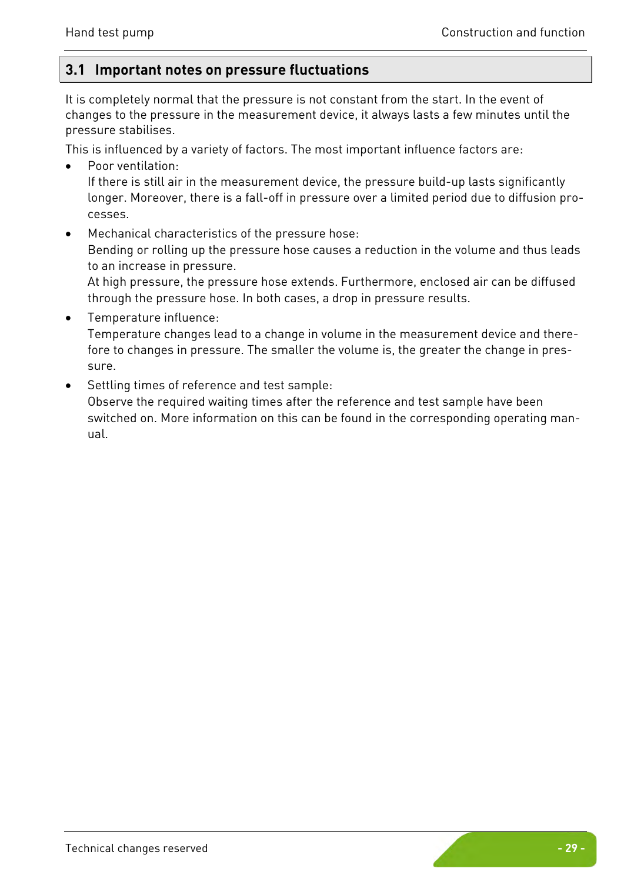## 3.1 Important notes on pressure fluctuations

It is completely normal that the pressure is not constant from the start. In the event of changes to the pressure in the measurement device, it always lasts a few minutes until the pressure stabilises.

This is influenced by a variety of factors. The most important influence factors are:

- Poor ventilation:
  If there is still air in the measurement device, the pressure build-up lasts significantly longer. Moreover, there is a fall-off in pressure over a limited period due to diffusion processes.
- Mechanical characteristics of the pressure hose:
  Bending or rolling up the pressure hose causes a reduction in the volume and thus leads to an increase in pressure.
  At high pressure, the pressure hose extends. Furthermore, enclosed air can be diffused through the pressure hose. In both cases, a drop in pressure results.
- Temperature influence:
  Temperature changes lead to a change in volume in the measurement device and therefore to changes in pressure. The smaller the volume is, the greater the change in pressure.
- Settling times of reference and test sample:
  Observe the required waiting times after the reference and test sample have been switched on. More information on this can be found in the corresponding operating manual.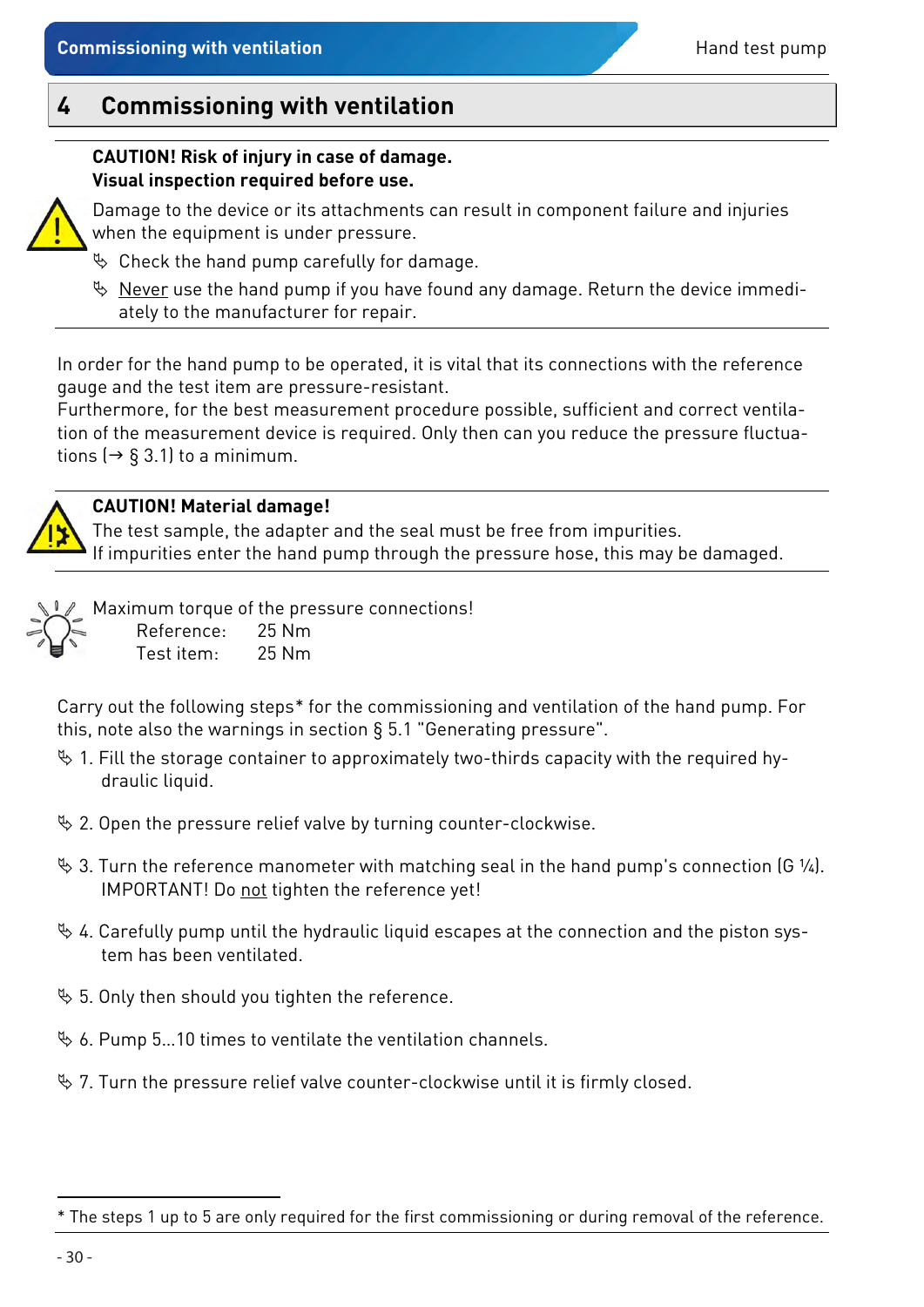# 4 Commissioning with ventilation

**CAUTION! Risk of injury in case of damage.**
**Visual inspection required before use.**

Damage to the device or its attachments can result in component failure and injuries when the equipment is under pressure.

- Check the hand pump carefully for damage.
- Never use the hand pump if you have found any damage. Return the device immediately to the manufacturer for repair.

In order for the hand pump to be operated, it is vital that its connections with the reference gauge and the test item are pressure-resistant.
Furthermore, for the best measurement procedure possible, sufficient and correct ventilation of the measurement device is required. Only then can you reduce the pressure fluctuations (→ § 3.1) to a minimum.

**CAUTION! Material damage!**
The test sample, the adapter and the seal must be free from impurities.
If impurities enter the hand pump through the pressure hose, this may be damaged.

Maximum torque of the pressure connections!

| | |
|---|---|
| Reference: | 25 Nm |
| Test item: | 25 Nm |

Carry out the following steps* for the commissioning and ventilation of the hand pump. For this, note also the warnings in section § 5.1 "Generating pressure".

1. Fill the storage container to approximately two-thirds capacity with the required hydraulic liquid.
2. Open the pressure relief valve by turning counter-clockwise.
3. Turn the reference manometer with matching seal in the hand pump's connection (G ¼). IMPORTANT! Do not tighten the reference yet!
4. Carefully pump until the hydraulic liquid escapes at the connection and the piston system has been ventilated.
5. Only then should you tighten the reference.
6. Pump 5...10 times to ventilate the ventilation channels.
7. Turn the pressure relief valve counter-clockwise until it is firmly closed.

---

* The steps 1 up to 5 are only required for the first commissioning or during removal of the reference.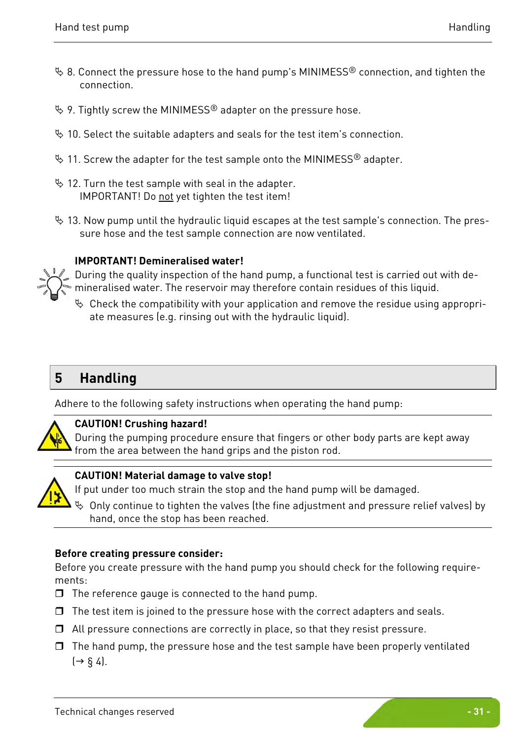↳ 8. Connect the pressure hose to the hand pump's MINIMESS® connection, and tighten the connection.

↳ 9. Tightly screw the MINIMESS® adapter on the pressure hose.

↳ 10. Select the suitable adapters and seals for the test item's connection.

↳ 11. Screw the adapter for the test sample onto the MINIMESS® adapter.

↳ 12. Turn the test sample with seal in the adapter.
IMPORTANT! Do not yet tighten the test item!

↳ 13. Now pump until the hydraulic liquid escapes at the test sample's connection. The pressure hose and the test sample connection are now ventilated.

**IMPORTANT! Demineralised water!**
During the quality inspection of the hand pump, a functional test is carried out with demineralised water. The reservoir may therefore contain residues of this liquid.

↳ Check the compatibility with your application and remove the residue using appropriate measures (e.g. rinsing out with the hydraulic liquid).

# 5 Handling

Adhere to the following safety instructions when operating the hand pump:

**CAUTION! Crushing hazard!**
During the pumping procedure ensure that fingers or other body parts are kept away from the area between the hand grips and the piston rod.

**CAUTION! Material damage to valve stop!**
If put under too much strain the stop and the hand pump will be damaged.

↳ Only continue to tighten the valves (the fine adjustment and pressure relief valves) by hand, once the stop has been reached.

**Before creating pressure consider:**
Before you create pressure with the hand pump you should check for the following requirements:

- ❒ The reference gauge is connected to the hand pump.
- ❒ The test item is joined to the pressure hose with the correct adapters and seals.
- ❒ All pressure connections are correctly in place, so that they resist pressure.
- ❒ The hand pump, the pressure hose and the test sample have been properly ventilated (→ § 4).

Technical changes reserved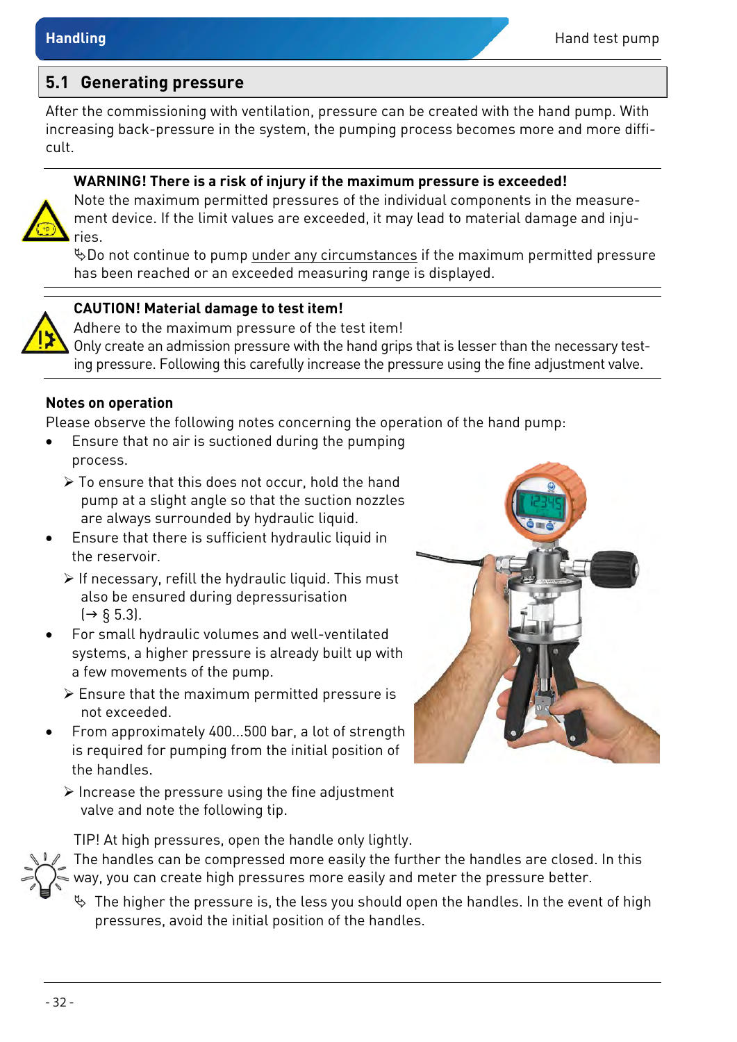## 5.1 Generating pressure

After the commissioning with ventilation, pressure can be created with the hand pump. With increasing back-pressure in the system, the pumping process becomes more and more difficult.

**WARNING! There is a risk of injury if the maximum pressure is exceeded!**
Note the maximum permitted pressures of the individual components in the measurement device. If the limit values are exceeded, it may lead to material damage and injuries.
✎Do not continue to pump under any circumstances if the maximum permitted pressure has been reached or an exceeded measuring range is displayed.

**CAUTION! Material damage to test item!**
Adhere to the maximum pressure of the test item!
Only create an admission pressure with the hand grips that is lesser than the necessary testing pressure. Following this carefully increase the pressure using the fine adjustment valve.

**Notes on operation**

Please observe the following notes concerning the operation of the hand pump:

- Ensure that no air is suctioned during the pumping process.
  - ➢ To ensure that this does not occur, hold the hand pump at a slight angle so that the suction nozzles are always surrounded by hydraulic liquid.
- Ensure that there is sufficient hydraulic liquid in the reservoir.
  - ➢ If necessary, refill the hydraulic liquid. This must also be ensured during depressurisation (→ § 5.3).
- For small hydraulic volumes and well-ventilated systems, a higher pressure is already built up with a few movements of the pump.
  - ➢ Ensure that the maximum permitted pressure is not exceeded.
- From approximately 400...500 bar, a lot of strength is required for pumping from the initial position of the handles.
  - ➢ Increase the pressure using the fine adjustment valve and note the following tip.

TIP! At high pressures, open the handle only lightly.
The handles can be compressed more easily the further the handles are closed. In this way, you can create high pressures more easily and meter the pressure better.
✎ The higher the pressure is, the less you should open the handles. In the event of high pressures, avoid the initial position of the handles.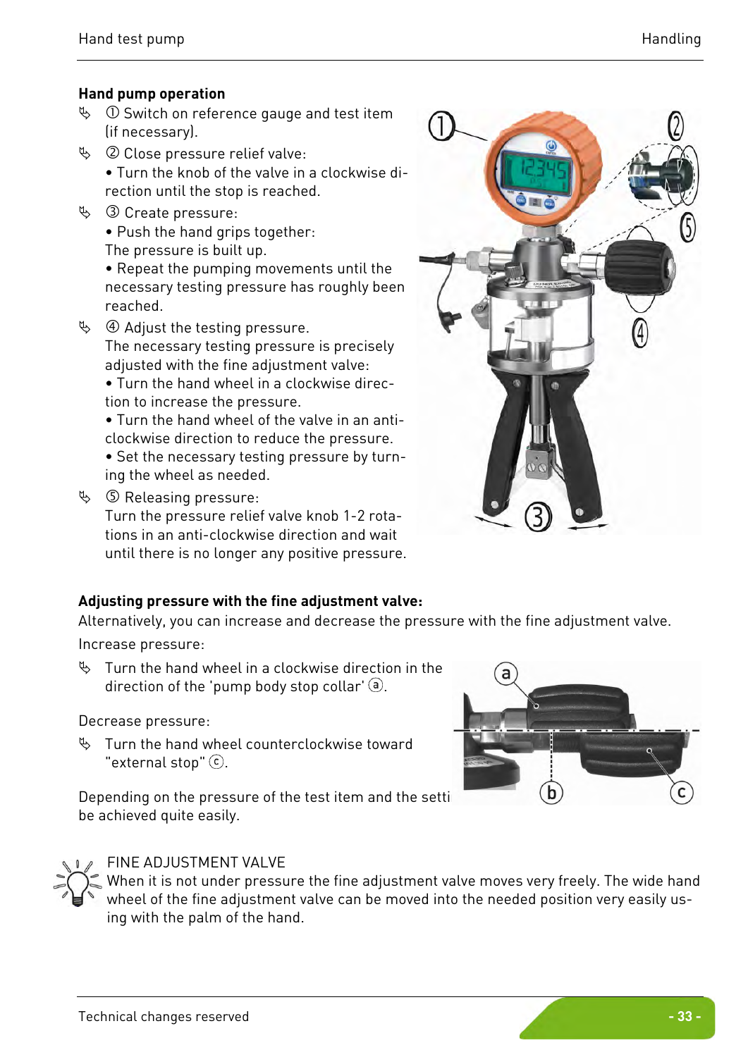## Hand pump operation

- ➀ Switch on reference gauge and test item (if necessary).
- ➁ Close pressure relief valve:
  • Turn the knob of the valve in a clockwise direction until the stop is reached.
- ➂ Create pressure:
  • Push the hand grips together:
  The pressure is built up.
  • Repeat the pumping movements until the necessary testing pressure has roughly been reached.
- ➃ Adjust the testing pressure.
  The necessary testing pressure is precisely adjusted with the fine adjustment valve:
  • Turn the hand wheel in a clockwise direction to increase the pressure.
  • Turn the hand wheel of the valve in an anti-clockwise direction to reduce the pressure.
  • Set the necessary testing pressure by turning the wheel as needed.
- ➄ Releasing pressure:
  Turn the pressure relief valve knob 1-2 rotations in an anti-clockwise direction and wait until there is no longer any positive pressure.

## Adjusting pressure with the fine adjustment valve:

Alternatively, you can increase and decrease the pressure with the fine adjustment valve.

Increase pressure:

- Turn the hand wheel in a clockwise direction in the direction of the 'pump body stop collar' ⓐ.

Decrease pressure:

- Turn the hand wheel counterclockwise toward "external stop" ⓒ.

Depending on the pressure of the test item and the setti be achieved quite easily.

FINE ADJUSTMENT VALVE
When it is not under pressure the fine adjustment valve moves very freely. The wide hand wheel of the fine adjustment valve can be moved into the needed position very easily using with the palm of the hand.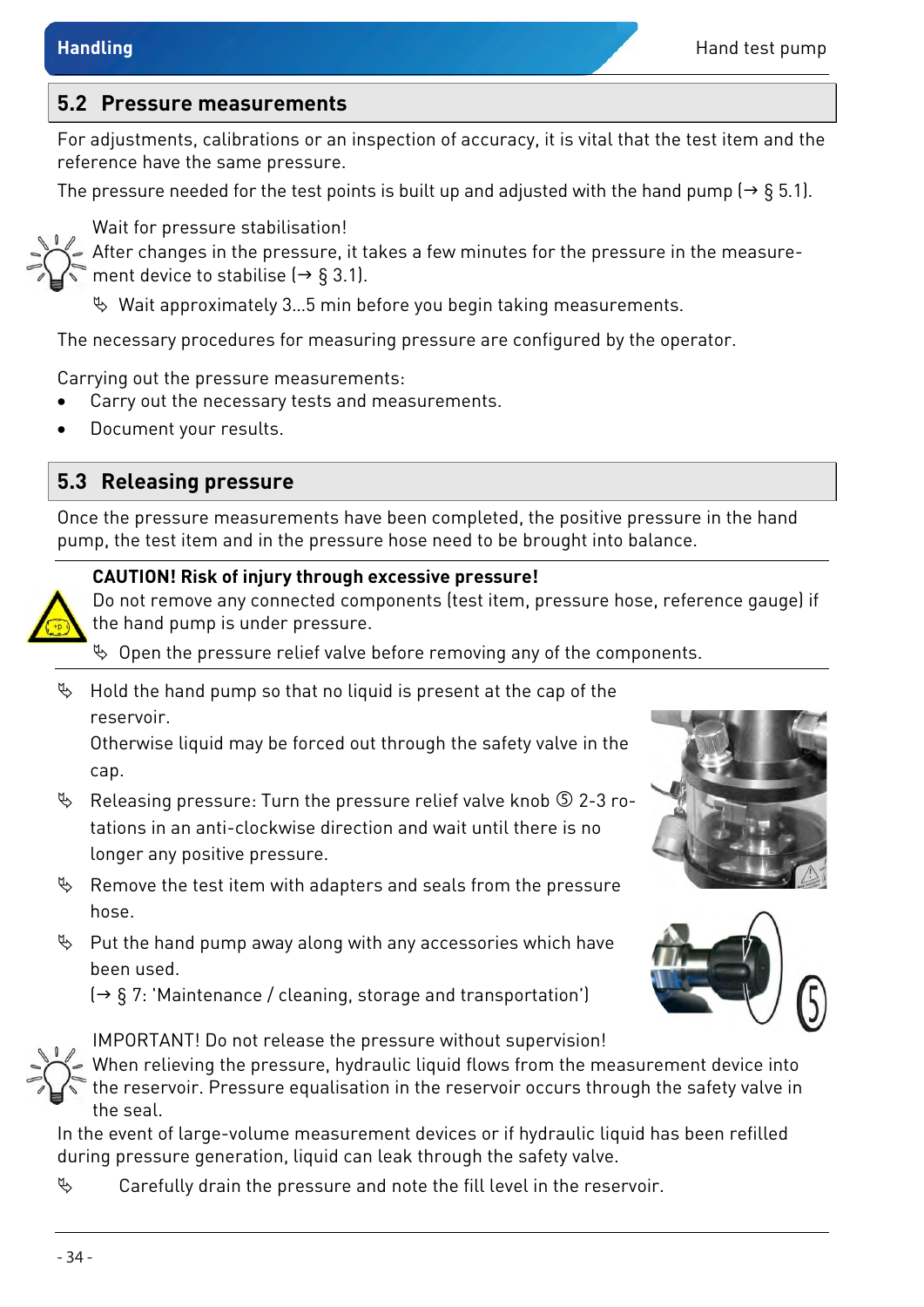## 5.2 Pressure measurements

For adjustments, calibrations or an inspection of accuracy, it is vital that the test item and the reference have the same pressure.

The pressure needed for the test points is built up and adjusted with the hand pump (→ § 5.1).

Wait for pressure stabilisation!
After changes in the pressure, it takes a few minutes for the pressure in the measurement device to stabilise (→ § 3.1).

↳ Wait approximately 3...5 min before you begin taking measurements.

The necessary procedures for measuring pressure are configured by the operator.

Carrying out the pressure measurements:

- Carry out the necessary tests and measurements.
- Document your results.

## 5.3 Releasing pressure

Once the pressure measurements have been completed, the positive pressure in the hand pump, the test item and in the pressure hose need to be brought into balance.

**CAUTION! Risk of injury through excessive pressure!**
Do not remove any connected components (test item, pressure hose, reference gauge) if the hand pump is under pressure.

↳ Open the pressure relief valve before removing any of the components.

↳ Hold the hand pump so that no liquid is present at the cap of the reservoir.
Otherwise liquid may be forced out through the safety valve in the cap.

↳ Releasing pressure: Turn the pressure relief valve knob ⑤ 2-3 rotations in an anti-clockwise direction and wait until there is no longer any positive pressure.

↳ Remove the test item with adapters and seals from the pressure hose.

↳ Put the hand pump away along with any accessories which have been used.
(→ § 7: 'Maintenance / cleaning, storage and transportation')

IMPORTANT! Do not release the pressure without supervision!
When relieving the pressure, hydraulic liquid flows from the measurement device into the reservoir. Pressure equalisation in the reservoir occurs through the safety valve in the seal.
In the event of large-volume measurement devices or if hydraulic liquid has been refilled during pressure generation, liquid can leak through the safety valve.

↳ Carefully drain the pressure and note the fill level in the reservoir.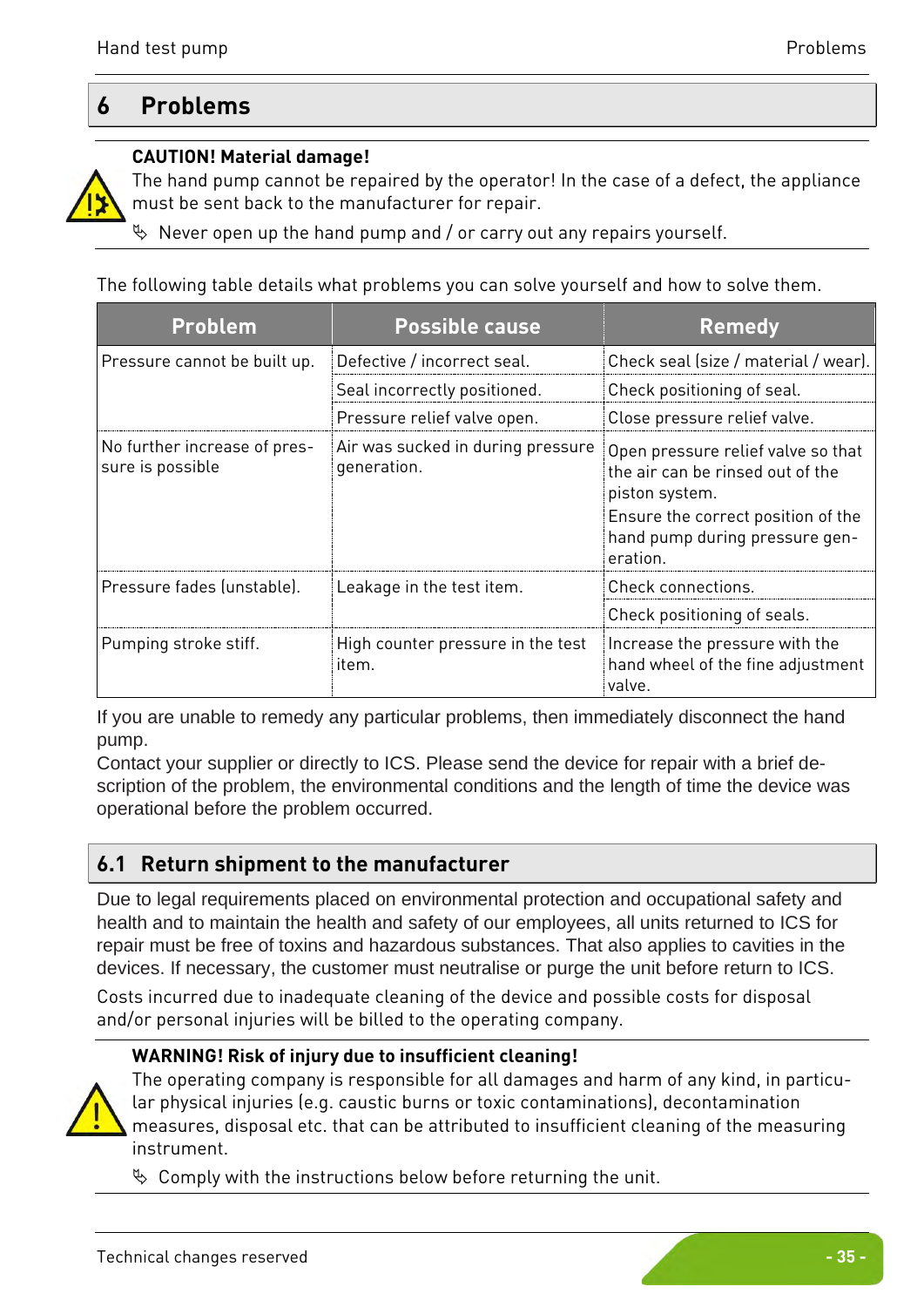# 6 Problems

**CAUTION! Material damage!**

The hand pump cannot be repaired by the operator! In the case of a defect, the appliance must be sent back to the manufacturer for repair.

- Never open up the hand pump and / or carry out any repairs yourself.

The following table details what problems you can solve yourself and how to solve them.

| Problem | Possible cause | Remedy |
|---|---|---|
| Pressure cannot be built up. | Defective / incorrect seal. | Check seal (size / material / wear). |
| | Seal incorrectly positioned. | Check positioning of seal. |
| | Pressure relief valve open. | Close pressure relief valve. |
| No further increase of pressure is possible | Air was sucked in during pressure generation. | Open pressure relief valve so that the air can be rinsed out of the piston system. Ensure the correct position of the hand pump during pressure generation. |
| Pressure fades (unstable). | Leakage in the test item. | Check connections. |
| | | Check positioning of seals. |
| Pumping stroke stiff. | High counter pressure in the test item. | Increase the pressure with the hand wheel of the fine adjustment valve. |

If you are unable to remedy any particular problems, then immediately disconnect the hand pump.

Contact your supplier or directly to ICS. Please send the device for repair with a brief description of the problem, the environmental conditions and the length of time the device was operational before the problem occurred.

## 6.1 Return shipment to the manufacturer

Due to legal requirements placed on environmental protection and occupational safety and health and to maintain the health and safety of our employees, all units returned to ICS for repair must be free of toxins and hazardous substances. That also applies to cavities in the devices. If necessary, the customer must neutralise or purge the unit before return to ICS.

Costs incurred due to inadequate cleaning of the device and possible costs for disposal and/or personal injuries will be billed to the operating company.

**WARNING! Risk of injury due to insufficient cleaning!**

The operating company is responsible for all damages and harm of any kind, in particular physical injuries (e.g. caustic burns or toxic contaminations), decontamination measures, disposal etc. that can be attributed to insufficient cleaning of the measuring instrument.

- Comply with the instructions below before returning the unit.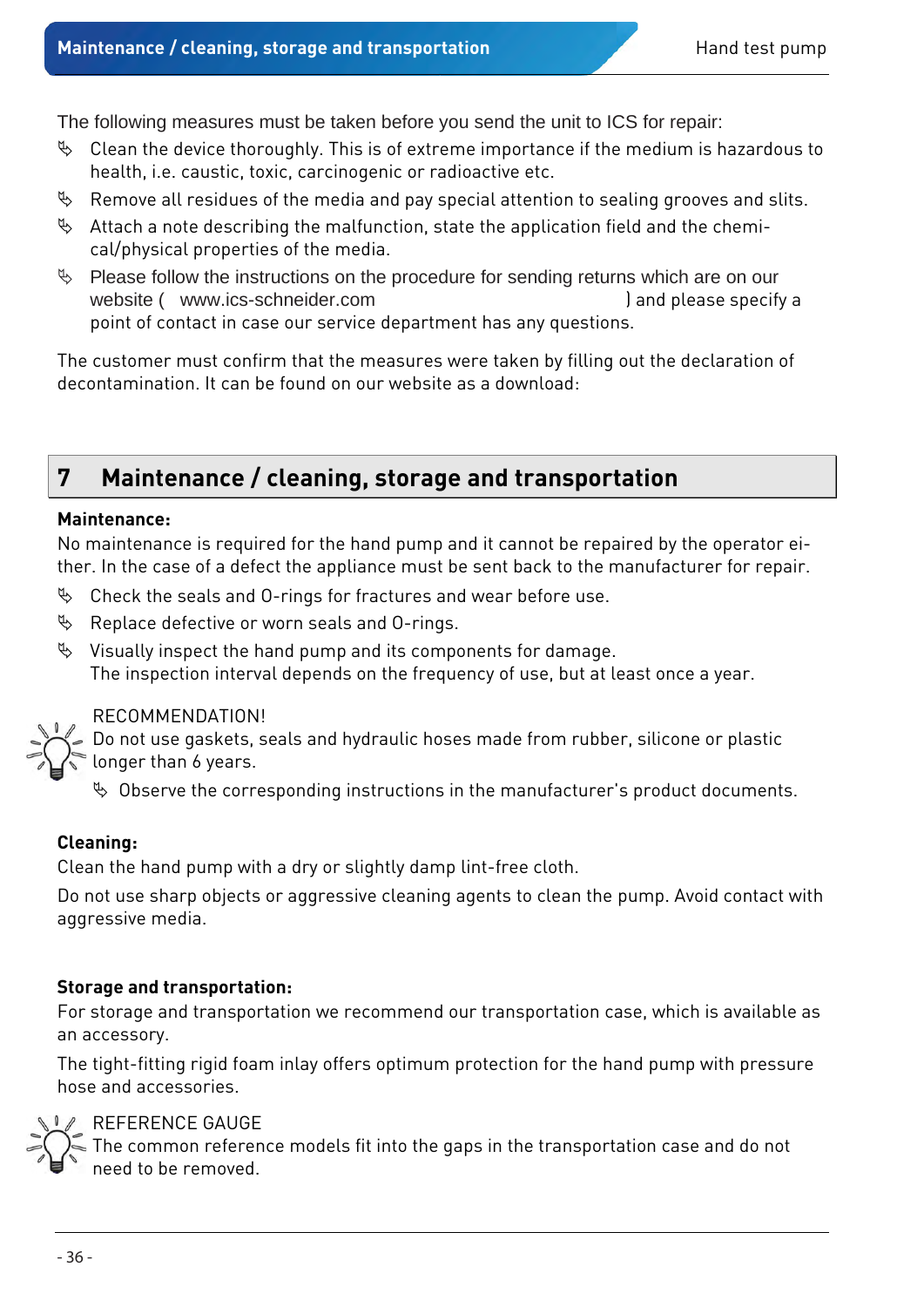The following measures must be taken before you send the unit to ICS for repair:

- Clean the device thoroughly. This is of extreme importance if the medium is hazardous to health, i.e. caustic, toxic, carcinogenic or radioactive etc.
- Remove all residues of the media and pay special attention to sealing grooves and slits.
- Attach a note describing the malfunction, state the application field and the chemical/physical properties of the media.
- Please follow the instructions on the procedure for sending returns which are on our website ( www.ics-schneider.com ) and please specify a point of contact in case our service department has any questions.

The customer must confirm that the measures were taken by filling out the declaration of decontamination. It can be found on our website as a download:

# 7 Maintenance / cleaning, storage and transportation

**Maintenance:**

No maintenance is required for the hand pump and it cannot be repaired by the operator either. In the case of a defect the appliance must be sent back to the manufacturer for repair.

- Check the seals and O-rings for fractures and wear before use.
- Replace defective or worn seals and O-rings.
- Visually inspect the hand pump and its components for damage.
  The inspection interval depends on the frequency of use, but at least once a year.

RECOMMENDATION!
Do not use gaskets, seals and hydraulic hoses made from rubber, silicone or plastic longer than 6 years.

- Observe the corresponding instructions in the manufacturer's product documents.

**Cleaning:**

Clean the hand pump with a dry or slightly damp lint-free cloth.

Do not use sharp objects or aggressive cleaning agents to clean the pump. Avoid contact with aggressive media.

**Storage and transportation:**

For storage and transportation we recommend our transportation case, which is available as an accessory.

The tight-fitting rigid foam inlay offers optimum protection for the hand pump with pressure hose and accessories.

REFERENCE GAUGE
The common reference models fit into the gaps in the transportation case and do not need to be removed.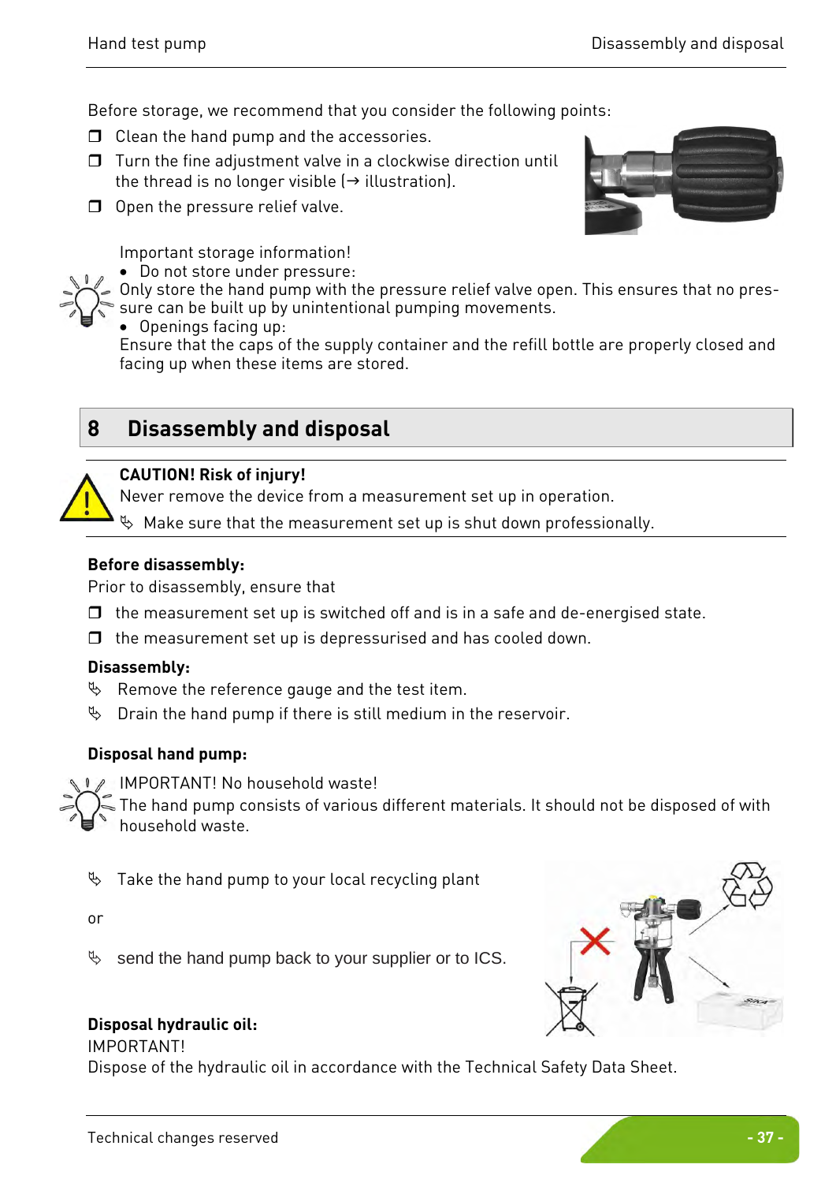Before storage, we recommend that you consider the following points:

- ❒ Clean the hand pump and the accessories.
- ❒ Turn the fine adjustment valve in a clockwise direction until the thread is no longer visible (→ illustration).
- ❒ Open the pressure relief valve.

Important storage information!

- Do not store under pressure:

Only store the hand pump with the pressure relief valve open. This ensures that no pressure can be built up by unintentional pumping movements.

- Openings facing up:

Ensure that the caps of the supply container and the refill bottle are properly closed and facing up when these items are stored.

# 8 Disassembly and disposal

**CAUTION! Risk of injury!**

Never remove the device from a measurement set up in operation.

↳ Make sure that the measurement set up is shut down professionally.

**Before disassembly:**

Prior to disassembly, ensure that

- ❒ the measurement set up is switched off and is in a safe and de-energised state.
- ❒ the measurement set up is depressurised and has cooled down.

**Disassembly:**

↳ Remove the reference gauge and the test item.

↳ Drain the hand pump if there is still medium in the reservoir.

**Disposal hand pump:**

IMPORTANT! No household waste!

The hand pump consists of various different materials. It should not be disposed of with household waste.

↳ Take the hand pump to your local recycling plant

or

↳ send the hand pump back to your supplier or to ICS.

**Disposal hydraulic oil:**

IMPORTANT!

Dispose of the hydraulic oil in accordance with the Technical Safety Data Sheet.

Technical changes reserved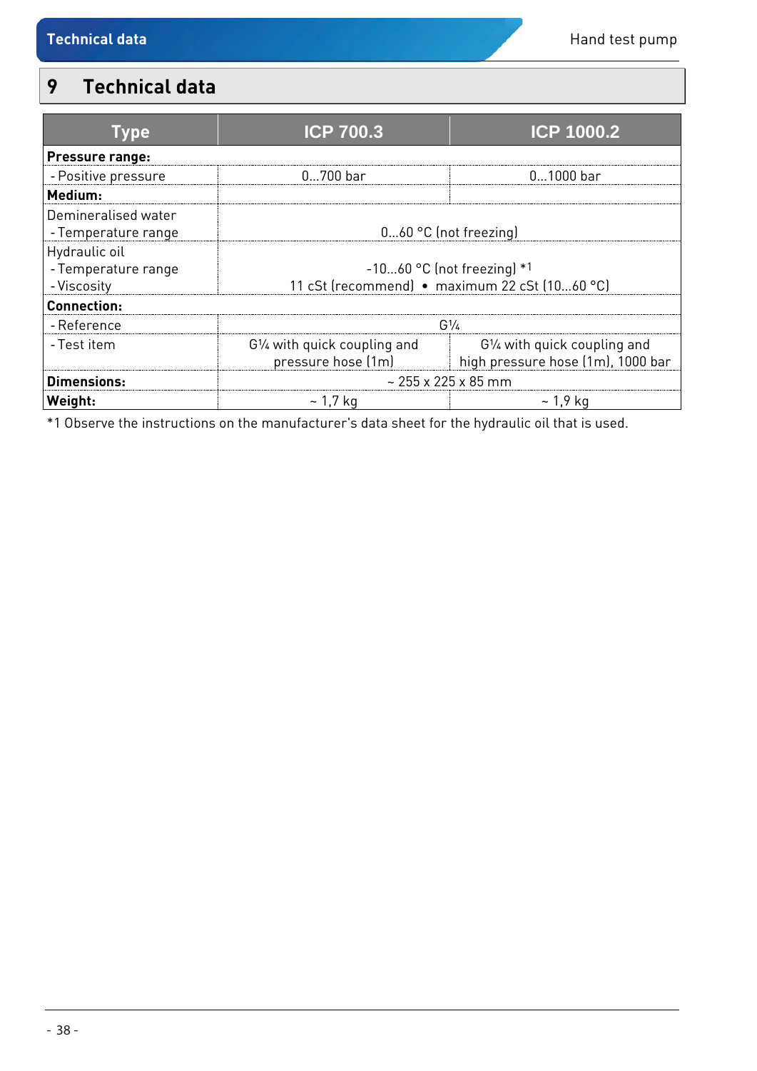## 9 Technical data

| Type | ICP 700.3 | ICP 1000.2 |
|---|---|---|
| **Pressure range:** | | |
| - Positive pressure | 0…700 bar | 0…1000 bar |
| **Medium:** | | |
| Demineralised water<br>- Temperature range | 0…60 °C (not freezing) | |
| Hydraulic oil<br>- Temperature range<br>- Viscosity | -10…60 °C (not freezing) *1<br>11 cSt (recommend) • maximum 22 cSt (10…60 °C) | |
| **Connection:** | | |
| - Reference | G¼ | |
| - Test item | G¼ with quick coupling and pressure hose (1m) | G¼ with quick coupling and high pressure hose (1m), 1000 bar |
| **Dimensions:** | ~ 255 x 225 x 85 mm | |
| **Weight:** | ~ 1,7 kg | ~ 1,9 kg |

*1 Observe the instructions on the manufacturer's data sheet for the hydraulic oil that is used.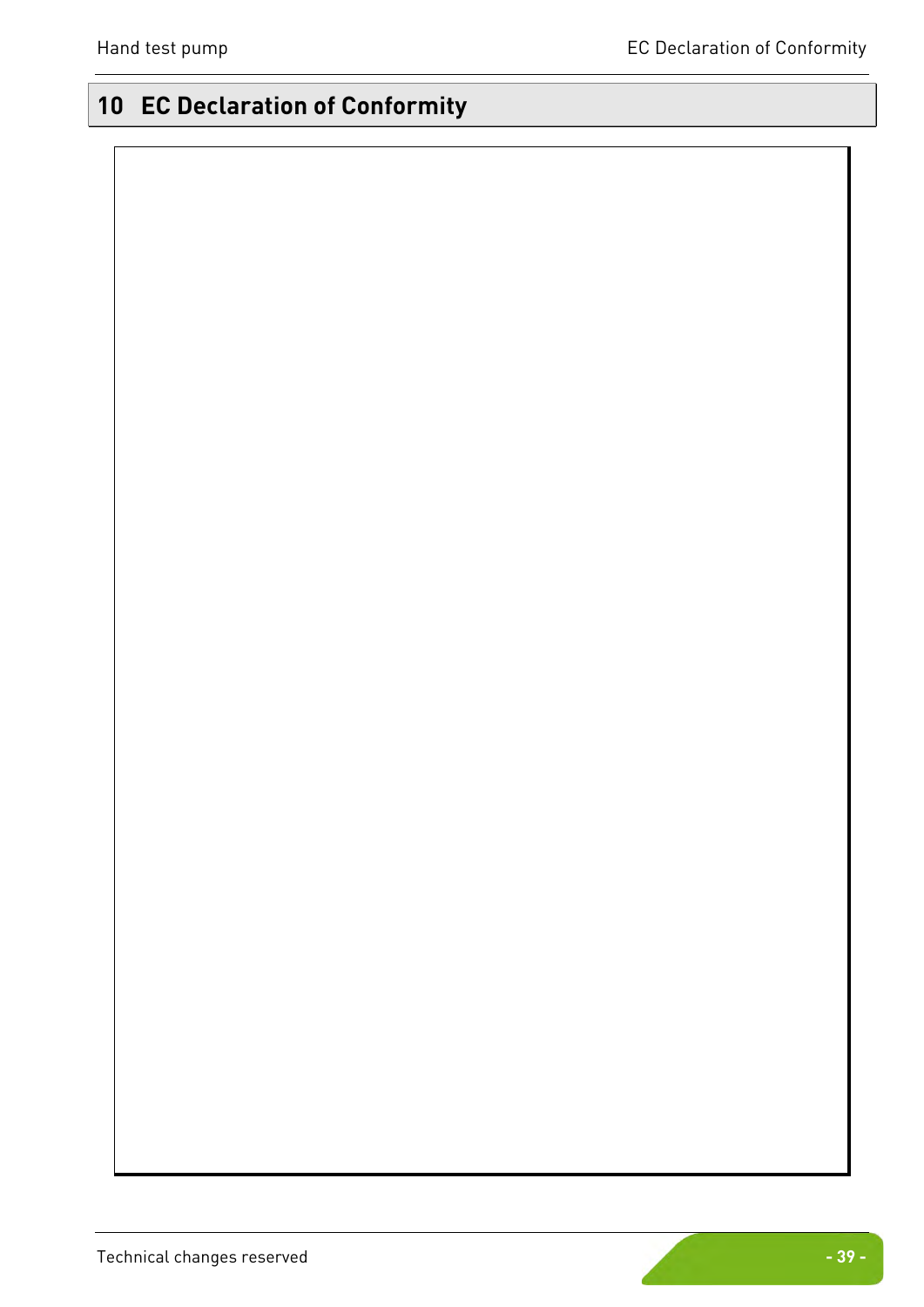# 10 EC Declaration of Conformity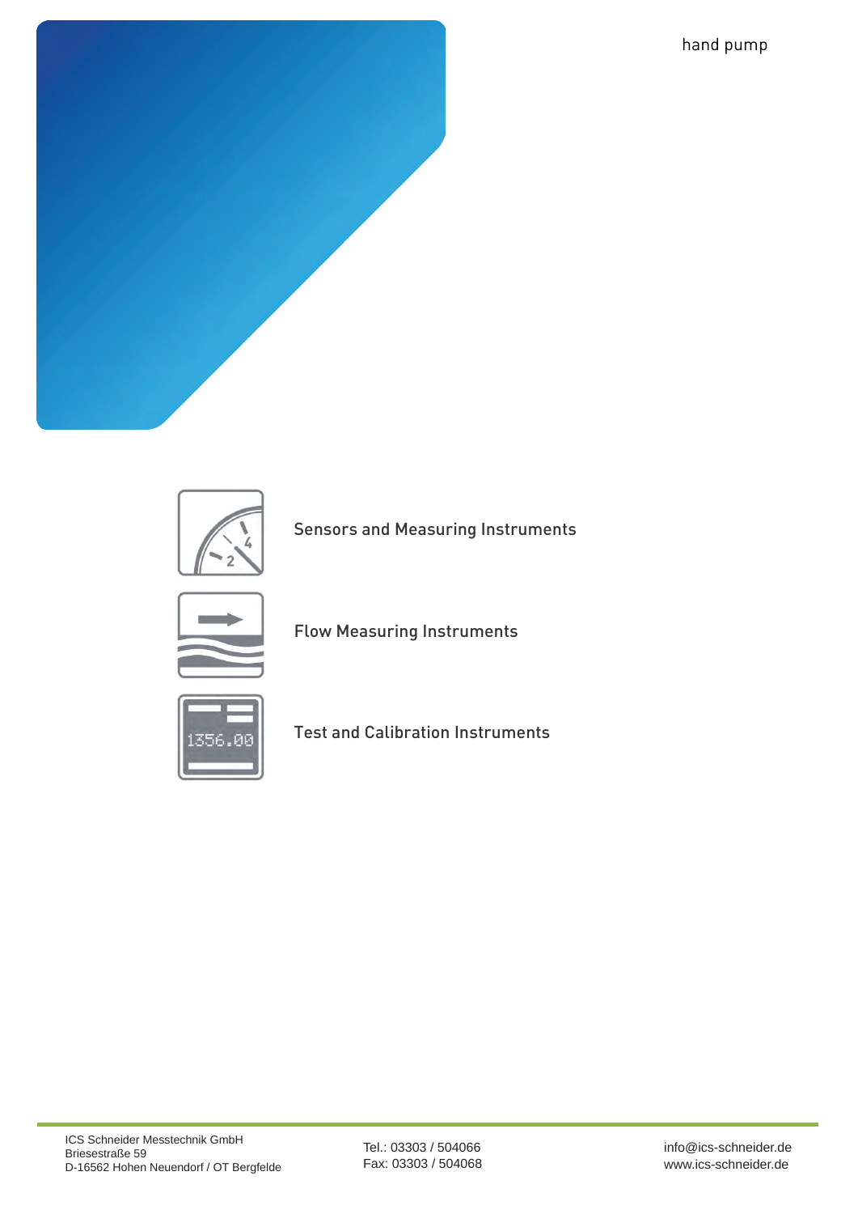hand pump

Sensors and Measuring Instruments

Flow Measuring Instruments

Test and Calibration Instruments

ICS Schneider Messtechnik GmbH
Briesestraße 59
D-16562 Hohen Neuendorf / OT Bergfelde

Tel.: 03303 / 504066
Fax: 03303 / 504068

info@ics-schneider.de
www.ics-schneider.de